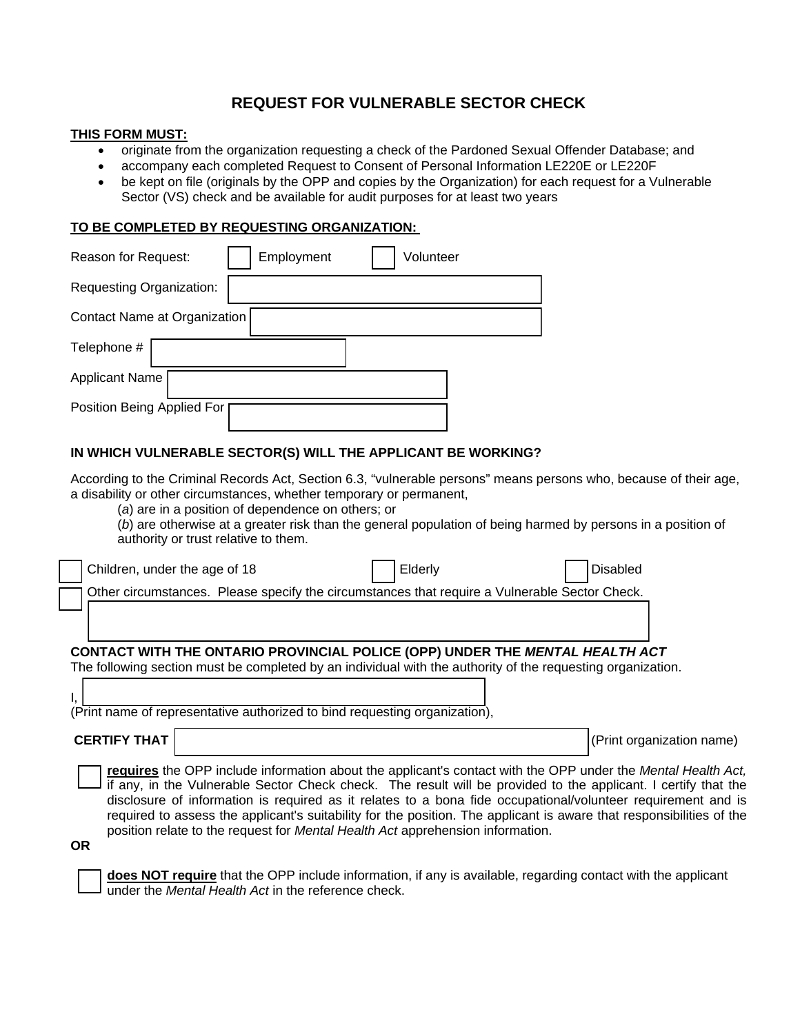# REQUEST FOR VULNERABLE SECTOR CHECK

**THIS FORM MUST:**

- originate from the organization requesting a check of the Pardoned Sexual Offender Database; and
- accompany each completed Request to Consent of Personal Information LE220E or LE220F
- be kept on file (originals by the OPP and copies by the Organization) for each request for a Vulnerable Sector (VS) check and be available for audit purposes for at least two years

**TO BE COMPLETED BY REQUESTING ORGANIZATION:**

Reason for Request: ☐ Employment ☐ Volunteer

Requesting Organization: ____________________

Contact Name at Organization ____________________

Telephone # ____________________

Applicant Name ____________________

Position Being Applied For ____________________

**IN WHICH VULNERABLE SECTOR(S) WILL THE APPLICANT BE WORKING?**

According to the Criminal Records Act, Section 6.3, "vulnerable persons" means persons who, because of their age, a disability or other circumstances, whether temporary or permanent,

(*a*) are in a position of dependence on others; or

(*b*) are otherwise at a greater risk than the general population of being harmed by persons in a position of authority or trust relative to them.

☐ Children, under the age of 18 ☐ Elderly ☐ Disabled

☐ Other circumstances. Please specify the circumstances that require a Vulnerable Sector Check.

____________________

**CONTACT WITH THE ONTARIO PROVINCIAL POLICE (OPP) UNDER THE *MENTAL HEALTH ACT***

The following section must be completed by an individual with the authority of the requesting organization.

I, ____________________

(Print name of representative authorized to bind requesting organization),

**CERTIFY THAT** ____________________ (Print organization name)

☐ **requires** the OPP include information about the applicant's contact with the OPP under the *Mental Health Act,* if any, in the Vulnerable Sector Check check. The result will be provided to the applicant. I certify that the disclosure of information is required as it relates to a bona fide occupational/volunteer requirement and is required to assess the applicant's suitability for the position. The applicant is aware that responsibilities of the position relate to the request for *Mental Health Act* apprehension information.

**OR**

☐ **does NOT require** that the OPP include information, if any is available, regarding contact with the applicant under the *Mental Health Act* in the reference check.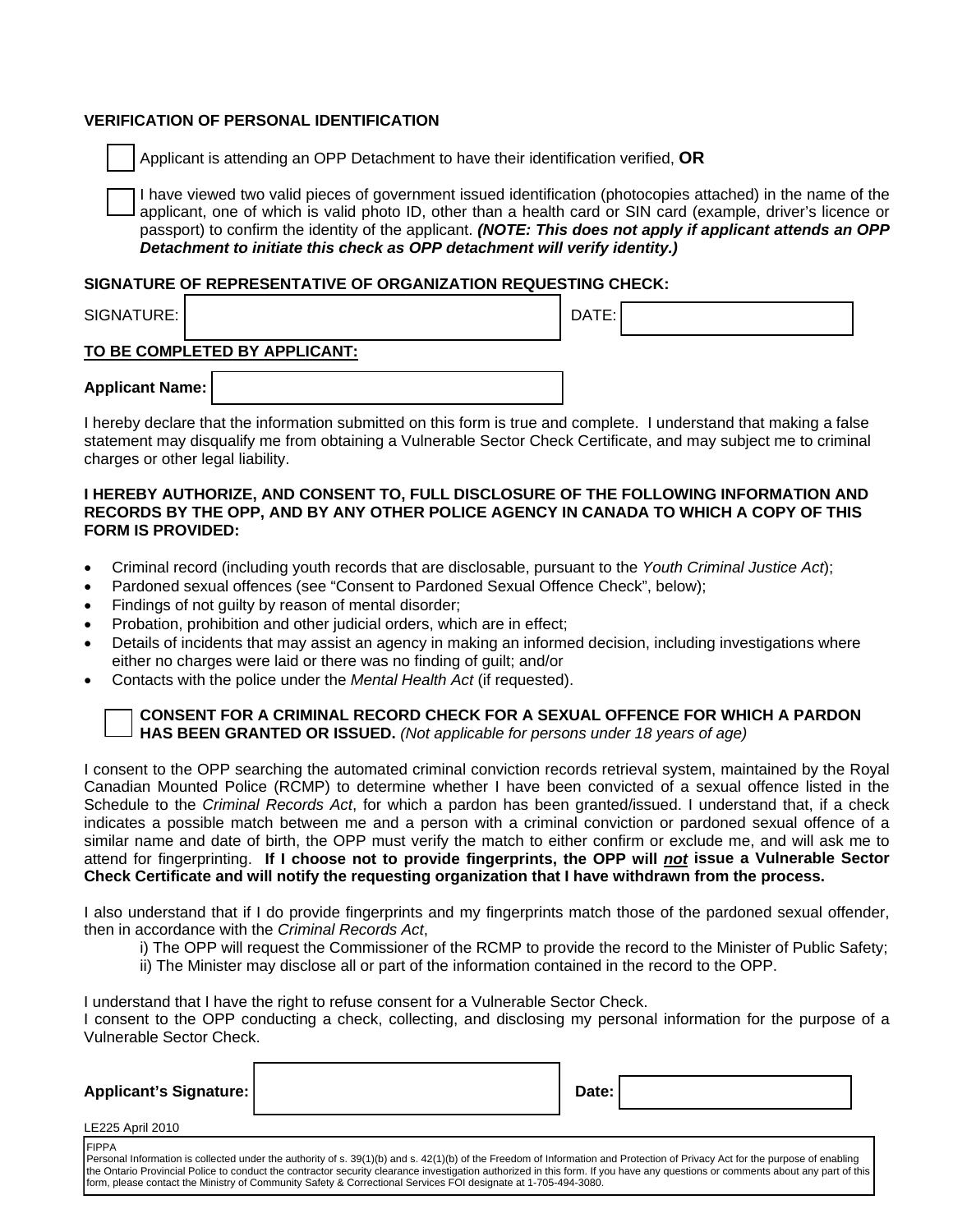**VERIFICATION OF PERSONAL IDENTIFICATION**

☐ Applicant is attending an OPP Detachment to have their identification verified, **OR**

☐ I have viewed two valid pieces of government issued identification (photocopies attached) in the name of the applicant, one of which is valid photo ID, other than a health card or SIN card (example, driver's licence or passport) to confirm the identity of the applicant. ***(NOTE: This does not apply if applicant attends an OPP Detachment to initiate this check as OPP detachment will verify identity.)***

**SIGNATURE OF REPRESENTATIVE OF ORGANIZATION REQUESTING CHECK:**

SIGNATURE: ____________________ DATE: ____________________

**TO BE COMPLETED BY APPLICANT:**

**Applicant Name:** ____________________

I hereby declare that the information submitted on this form is true and complete. I understand that making a false statement may disqualify me from obtaining a Vulnerable Sector Check Certificate, and may subject me to criminal charges or other legal liability.

**I HEREBY AUTHORIZE, AND CONSENT TO, FULL DISCLOSURE OF THE FOLLOWING INFORMATION AND RECORDS BY THE OPP, AND BY ANY OTHER POLICE AGENCY IN CANADA TO WHICH A COPY OF THIS FORM IS PROVIDED:**

- Criminal record (including youth records that are disclosable, pursuant to the *Youth Criminal Justice Act*);
- Pardoned sexual offences (see "Consent to Pardoned Sexual Offence Check", below);
- Findings of not guilty by reason of mental disorder;
- Probation, prohibition and other judicial orders, which are in effect;
- Details of incidents that may assist an agency in making an informed decision, including investigations where either no charges were laid or there was no finding of guilt; and/or
- Contacts with the police under the *Mental Health Act* (if requested).

☐ **CONSENT FOR A CRIMINAL RECORD CHECK FOR A SEXUAL OFFENCE FOR WHICH A PARDON HAS BEEN GRANTED OR ISSUED.** *(Not applicable for persons under 18 years of age)*

I consent to the OPP searching the automated criminal conviction records retrieval system, maintained by the Royal Canadian Mounted Police (RCMP) to determine whether I have been convicted of a sexual offence listed in the Schedule to the *Criminal Records Act*, for which a pardon has been granted/issued. I understand that, if a check indicates a possible match between me and a person with a criminal conviction or pardoned sexual offence of a similar name and date of birth, the OPP must verify the match to either confirm or exclude me, and will ask me to attend for fingerprinting. **If I choose not to provide fingerprints, the OPP will *not* issue a Vulnerable Sector Check Certificate and will notify the requesting organization that I have withdrawn from the process.**

I also understand that if I do provide fingerprints and my fingerprints match those of the pardoned sexual offender, then in accordance with the *Criminal Records Act*,

i) The OPP will request the Commissioner of the RCMP to provide the record to the Minister of Public Safety;
ii) The Minister may disclose all or part of the information contained in the record to the OPP.

I understand that I have the right to refuse consent for a Vulnerable Sector Check.
I consent to the OPP conducting a check, collecting, and disclosing my personal information for the purpose of a Vulnerable Sector Check.

**Applicant's Signature:** ____________________ **Date:** ____________________

LE225 April 2010

FIPPA
Personal Information is collected under the authority of s. 39(1)(b) and s. 42(1)(b) of the Freedom of Information and Protection of Privacy Act for the purpose of enabling the Ontario Provincial Police to conduct the contractor security clearance investigation authorized in this form. If you have any questions or comments about any part of this form, please contact the Ministry of Community Safety & Correctional Services FOI designate at 1-705-494-3080.